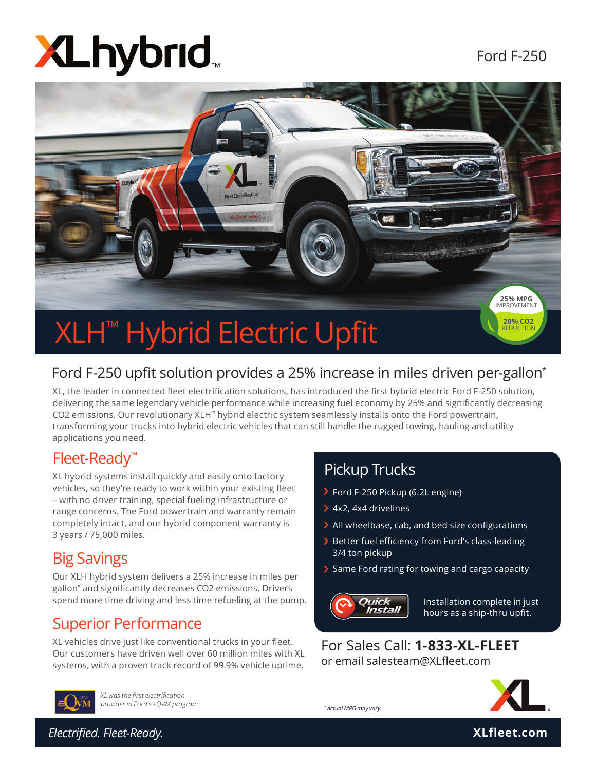# XLhybrid™

Ford F-250

25% MPG IMPROVEMENT

20% CO2 REDUCTION

# XLH™ Hybrid Electric Upfit

## Ford F-250 upfit solution provides a 25% increase in miles driven per-gallon*

XL, the leader in connected fleet electrification solutions, has introduced the first hybrid electric Ford F-250 solution, delivering the same legendary vehicle performance while increasing fuel economy by 25% and significantly decreasing $CO_2$ emissions. Our revolutionary XLH™ hybrid electric system seamlessly installs onto the Ford powertrain, transforming your trucks into hybrid electric vehicles that can still handle the rugged towing, hauling and utility applications you need.

## Fleet-Ready™

XL hybrid systems install quickly and easily onto factory vehicles, so they're ready to work within your existing fleet – with no driver training, special fueling infrastructure or range concerns. The Ford powertrain and warranty remain completely intact, and our hybrid component warranty is 3 years / 75,000 miles.

## Big Savings

Our XLH hybrid system delivers a 25% increase in miles per gallon* and significantly decreases $CO_2$ emissions. Drivers spend more time driving and less time refueling at the pump.

## Superior Performance

XL vehicles drive just like conventional trucks in your fleet. Our customers have driven well over 60 million miles with XL systems, with a proven track record of 99.9% vehicle uptime.

## Pickup Trucks

- Ford F-250 Pickup (6.2L engine)
- 4x2, 4x4 drivelines
- All wheelbase, cab, and bed size configurations
- Better fuel efficiency from Ford's class-leading 3/4 ton pickup
- Same Ford rating for towing and cargo capacity

Quick Install — Installation complete in just hours as a ship-thru upfit.

For Sales Call: **1-833-XL-FLEET**
or email salesteam@XLfleet.com

*XL was the first electrification provider in Ford's eQVM program.*

*\* Actual MPG may vary.*

*Electrified. Fleet-Ready.* **XLfleet.com**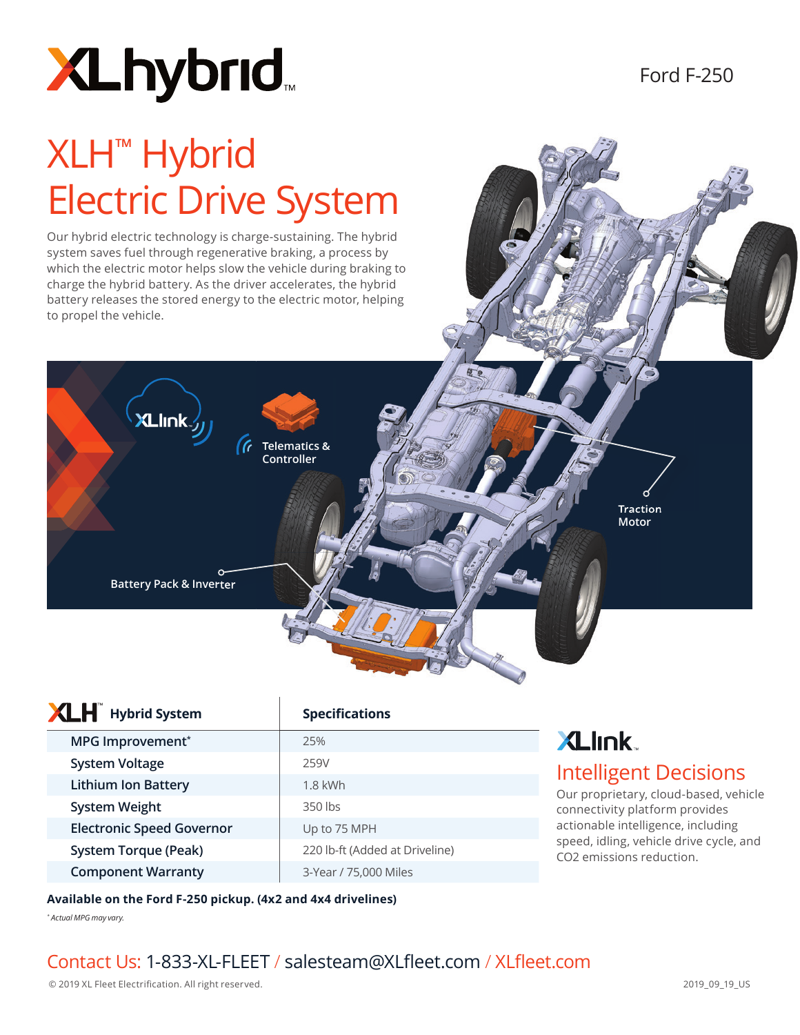# XLhybrid™

Ford F-250

## XLH™ Hybrid Electric Drive System

Our hybrid electric technology is charge-sustaining. The hybrid system saves fuel through regenerative braking, a process by which the electric motor helps slow the vehicle during braking to charge the hybrid battery. As the driver accelerates, the hybrid battery releases the stored energy to the electric motor, helping to propel the vehicle.

XLlink

Telematics & Controller

Traction Motor

Battery Pack & Inverter

| XLH™ Hybrid System | Specifications |
|---|---|
| MPG Improvement* | 25% |
| System Voltage | 259V |
| Lithium Ion Battery | 1.8 kWh |
| System Weight | 350 lbs |
| Electronic Speed Governor | Up to 75 MPH |
| System Torque (Peak) | 220 lb-ft (Added at Driveline) |
| Component Warranty | 3-Year / 75,000 Miles |

**Available on the Ford F-250 pickup. (4x2 and 4x4 drivelines)**

*\* Actual MPG may vary.*

## XLlink

### Intelligent Decisions

Our proprietary, cloud-based, vehicle connectivity platform provides actionable intelligence, including speed, idling, vehicle drive cycle, and $CO_2$ emissions reduction.

Contact Us: 1-833-XL-FLEET / salesteam@XLfleet.com / XLfleet.com

© 2019 XL Fleet Electrification. All right reserved.

2019_09_19_US